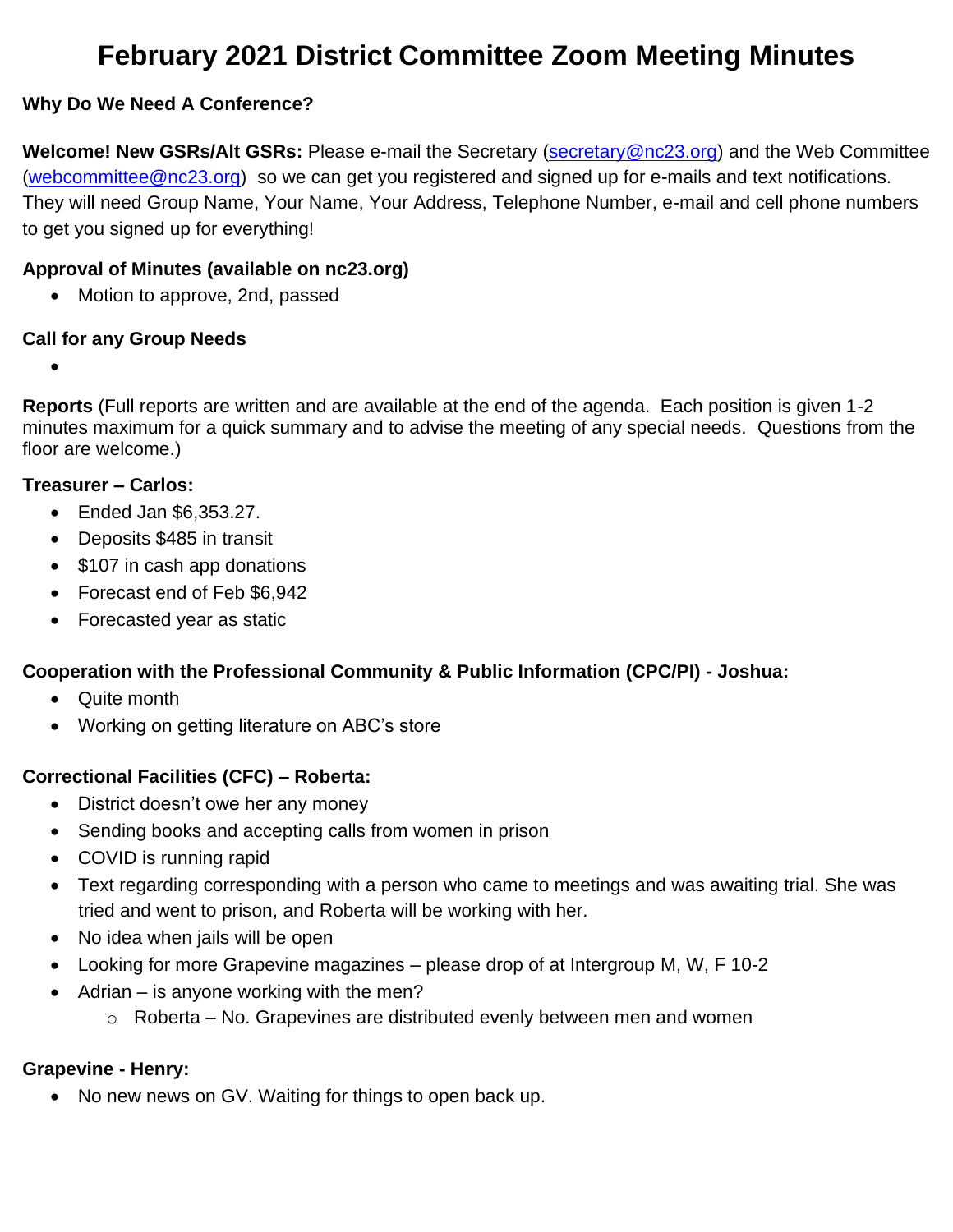# February 2021 District Committee Zoom Meeting Minutes

**Why Do We Need A Conference?**

**Welcome! New GSRs/Alt GSRs:** Please e-mail the Secretary (secretary@nc23.org) and the Web Committee (webcommittee@nc23.org) so we can get you registered and signed up for e-mails and text notifications. They will need Group Name, Your Name, Your Address, Telephone Number, e-mail and cell phone numbers to get you signed up for everything!

**Approval of Minutes (available on nc23.org)**

- Motion to approve, 2nd, passed

**Call for any Group Needs**

- 

**Reports** (Full reports are written and are available at the end of the agenda. Each position is given 1-2 minutes maximum for a quick summary and to advise the meeting of any special needs. Questions from the floor are welcome.)

**Treasurer – Carlos:**

- Ended Jan $6,353.27.
- Deposits $485 in transit
- $107 in cash app donations
- Forecast end of Feb $6,942
- Forecasted year as static

**Cooperation with the Professional Community & Public Information (CPC/PI) - Joshua:**

- Quite month
- Working on getting literature on ABC's store

**Correctional Facilities (CFC) – Roberta:**

- District doesn't owe her any money
- Sending books and accepting calls from women in prison
- COVID is running rapid
- Text regarding corresponding with a person who came to meetings and was awaiting trial. She was tried and went to prison, and Roberta will be working with her.
- No idea when jails will be open
- Looking for more Grapevine magazines – please drop of at Intergroup M, W, F 10-2
- Adrian – is anyone working with the men?
  - Roberta – No. Grapevines are distributed evenly between men and women

**Grapevine - Henry:**

- No new news on GV. Waiting for things to open back up.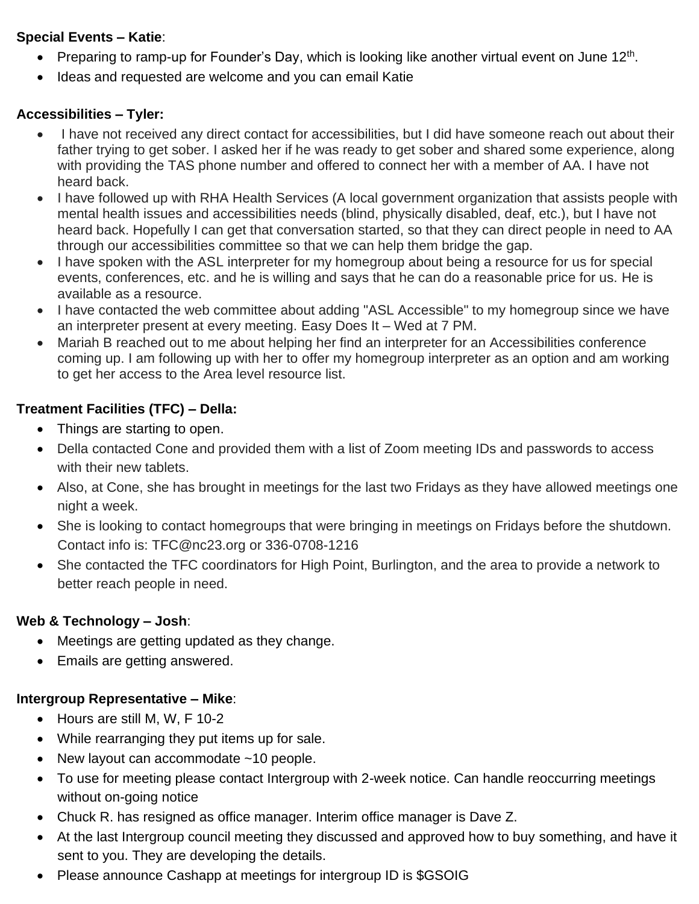**Special Events – Katie**:

- Preparing to ramp-up for Founder's Day, which is looking like another virtual event on June 12th.
- Ideas and requested are welcome and you can email Katie

**Accessibilities – Tyler:**

- I have not received any direct contact for accessibilities, but I did have someone reach out about their father trying to get sober. I asked her if he was ready to get sober and shared some experience, along with providing the TAS phone number and offered to connect her with a member of AA. I have not heard back.
- I have followed up with RHA Health Services (A local government organization that assists people with mental health issues and accessibilities needs (blind, physically disabled, deaf, etc.), but I have not heard back. Hopefully I can get that conversation started, so that they can direct people in need to AA through our accessibilities committee so that we can help them bridge the gap.
- I have spoken with the ASL interpreter for my homegroup about being a resource for us for special events, conferences, etc. and he is willing and says that he can do a reasonable price for us. He is available as a resource.
- I have contacted the web committee about adding "ASL Accessible" to my homegroup since we have an interpreter present at every meeting. Easy Does It – Wed at 7 PM.
- Mariah B reached out to me about helping her find an interpreter for an Accessibilities conference coming up. I am following up with her to offer my homegroup interpreter as an option and am working to get her access to the Area level resource list.

**Treatment Facilities (TFC) – Della:**

- Things are starting to open.
- Della contacted Cone and provided them with a list of Zoom meeting IDs and passwords to access with their new tablets.
- Also, at Cone, she has brought in meetings for the last two Fridays as they have allowed meetings one night a week.
- She is looking to contact homegroups that were bringing in meetings on Fridays before the shutdown. Contact info is: TFC@nc23.org or 336-0708-1216
- She contacted the TFC coordinators for High Point, Burlington, and the area to provide a network to better reach people in need.

**Web & Technology – Josh**:

- Meetings are getting updated as they change.
- Emails are getting answered.

**Intergroup Representative – Mike**:

- Hours are still M, W, F 10-2
- While rearranging they put items up for sale.
- New layout can accommodate ~10 people.
- To use for meeting please contact Intergroup with 2-week notice. Can handle reoccurring meetings without on-going notice
- Chuck R. has resigned as office manager. Interim office manager is Dave Z.
- At the last Intergroup council meeting they discussed and approved how to buy something, and have it sent to you. They are developing the details.
- Please announce Cashapp at meetings for intergroup ID is $GSOIG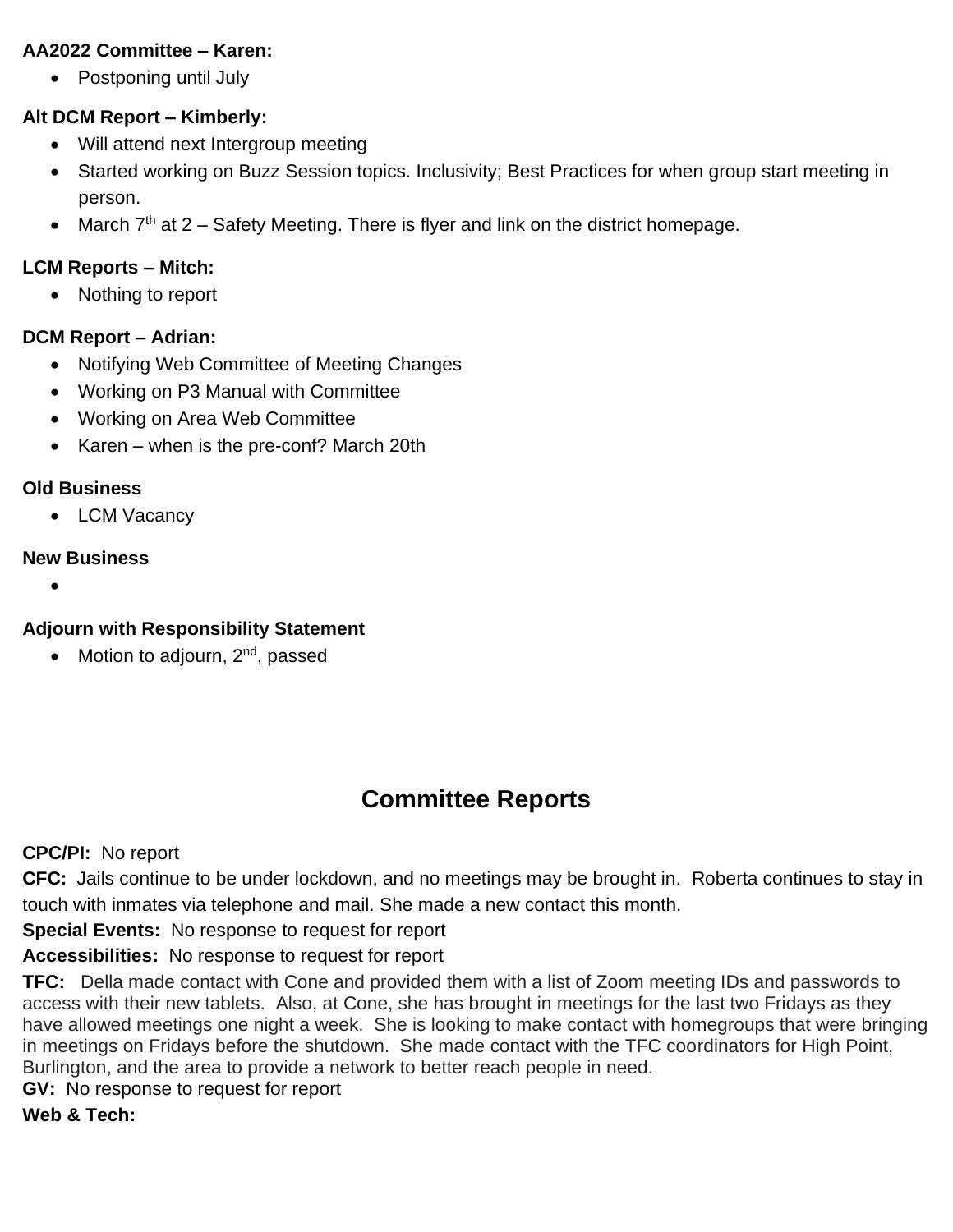**AA2022 Committee – Karen:**

- Postponing until July

**Alt DCM Report – Kimberly:**

- Will attend next Intergroup meeting
- Started working on Buzz Session topics. Inclusivity; Best Practices for when group start meeting in person.
- March 7th at 2 – Safety Meeting. There is flyer and link on the district homepage.

**LCM Reports – Mitch:**

- Nothing to report

**DCM Report – Adrian:**

- Notifying Web Committee of Meeting Changes
- Working on P3 Manual with Committee
- Working on Area Web Committee
- Karen – when is the pre-conf? March 20th

**Old Business**

- LCM Vacancy

**New Business**

- 

**Adjourn with Responsibility Statement**

- Motion to adjourn, 2nd, passed

## Committee Reports

**CPC/PI:** No report

**CFC:** Jails continue to be under lockdown, and no meetings may be brought in. Roberta continues to stay in touch with inmates via telephone and mail. She made a new contact this month.

**Special Events:** No response to request for report

**Accessibilities:** No response to request for report

**TFC:** Della made contact with Cone and provided them with a list of Zoom meeting IDs and passwords to access with their new tablets. Also, at Cone, she has brought in meetings for the last two Fridays as they have allowed meetings one night a week. She is looking to make contact with homegroups that were bringing in meetings on Fridays before the shutdown. She made contact with the TFC coordinators for High Point, Burlington, and the area to provide a network to better reach people in need.

**GV:** No response to request for report

**Web & Tech:**